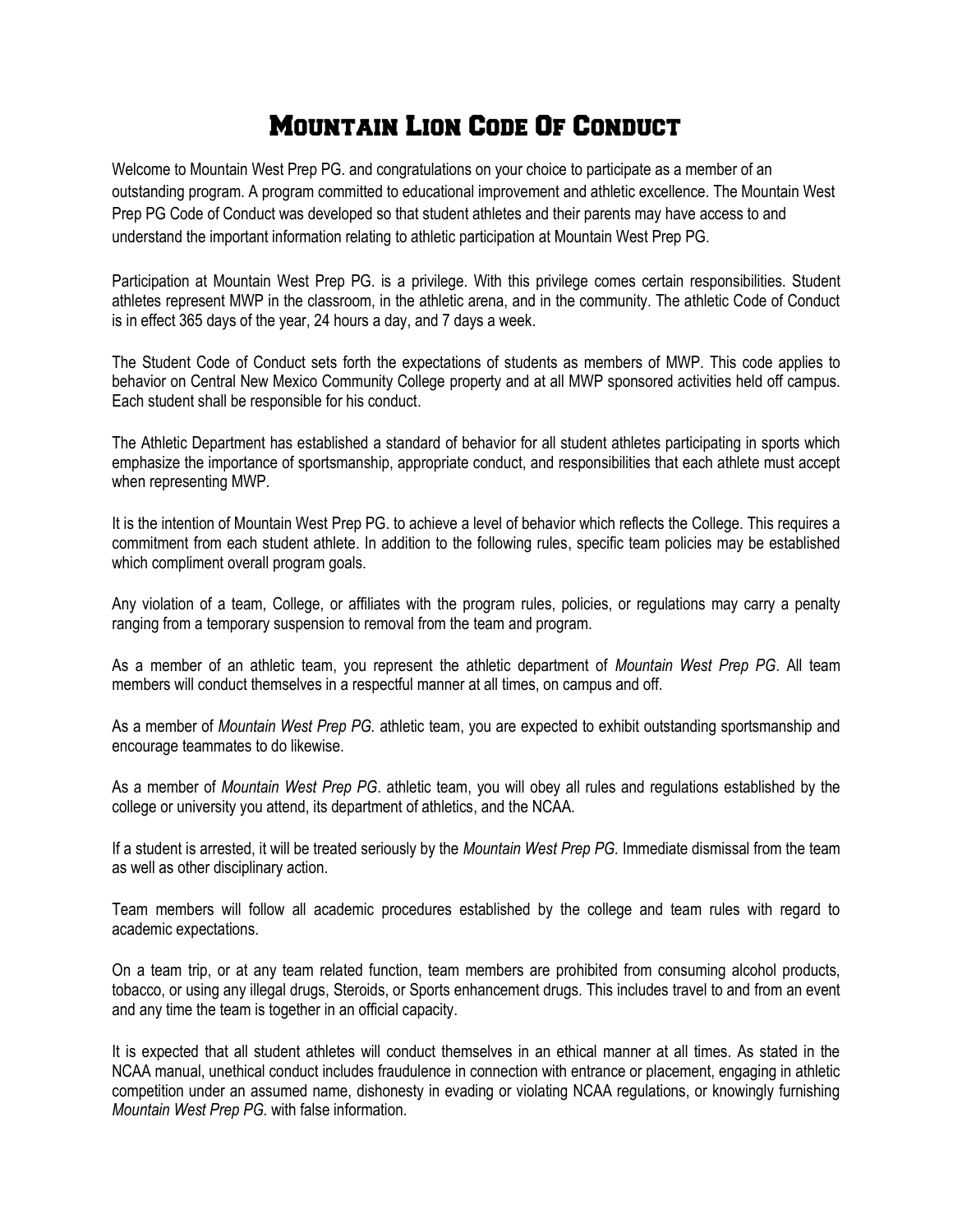# Mountain Lion Code Of Conduct

Welcome to Mountain West Prep PG. and congratulations on your choice to participate as a member of an outstanding program. A program committed to educational improvement and athletic excellence. The Mountain West Prep PG Code of Conduct was developed so that student athletes and their parents may have access to and understand the important information relating to athletic participation at Mountain West Prep PG.

Participation at Mountain West Prep PG. is a privilege. With this privilege comes certain responsibilities. Student athletes represent MWP in the classroom, in the athletic arena, and in the community. The athletic Code of Conduct is in effect 365 days of the year, 24 hours a day, and 7 days a week.

The Student Code of Conduct sets forth the expectations of students as members of MWP. This code applies to behavior on Central New Mexico Community College property and at all MWP sponsored activities held off campus. Each student shall be responsible for his conduct.

The Athletic Department has established a standard of behavior for all student athletes participating in sports which emphasize the importance of sportsmanship, appropriate conduct, and responsibilities that each athlete must accept when representing MWP.

It is the intention of Mountain West Prep PG. to achieve a level of behavior which reflects the College. This requires a commitment from each student athlete. In addition to the following rules, specific team policies may be established which compliment overall program goals.

Any violation of a team, College, or affiliates with the program rules, policies, or regulations may carry a penalty ranging from a temporary suspension to removal from the team and program.

As a member of an athletic team, you represent the athletic department of *Mountain West Prep PG*. All team members will conduct themselves in a respectful manner at all times, on campus and off.

As a member of *Mountain West Prep PG.* athletic team, you are expected to exhibit outstanding sportsmanship and encourage teammates to do likewise.

As a member of *Mountain West Prep PG*. athletic team, you will obey all rules and regulations established by the college or university you attend, its department of athletics, and the NCAA.

If a student is arrested, it will be treated seriously by the *Mountain West Prep PG.* Immediate dismissal from the team as well as other disciplinary action.

Team members will follow all academic procedures established by the college and team rules with regard to academic expectations.

On a team trip, or at any team related function, team members are prohibited from consuming alcohol products, tobacco, or using any illegal drugs, Steroids, or Sports enhancement drugs. This includes travel to and from an event and any time the team is together in an official capacity.

It is expected that all student athletes will conduct themselves in an ethical manner at all times. As stated in the NCAA manual, unethical conduct includes fraudulence in connection with entrance or placement, engaging in athletic competition under an assumed name, dishonesty in evading or violating NCAA regulations, or knowingly furnishing *Mountain West Prep PG.* with false information.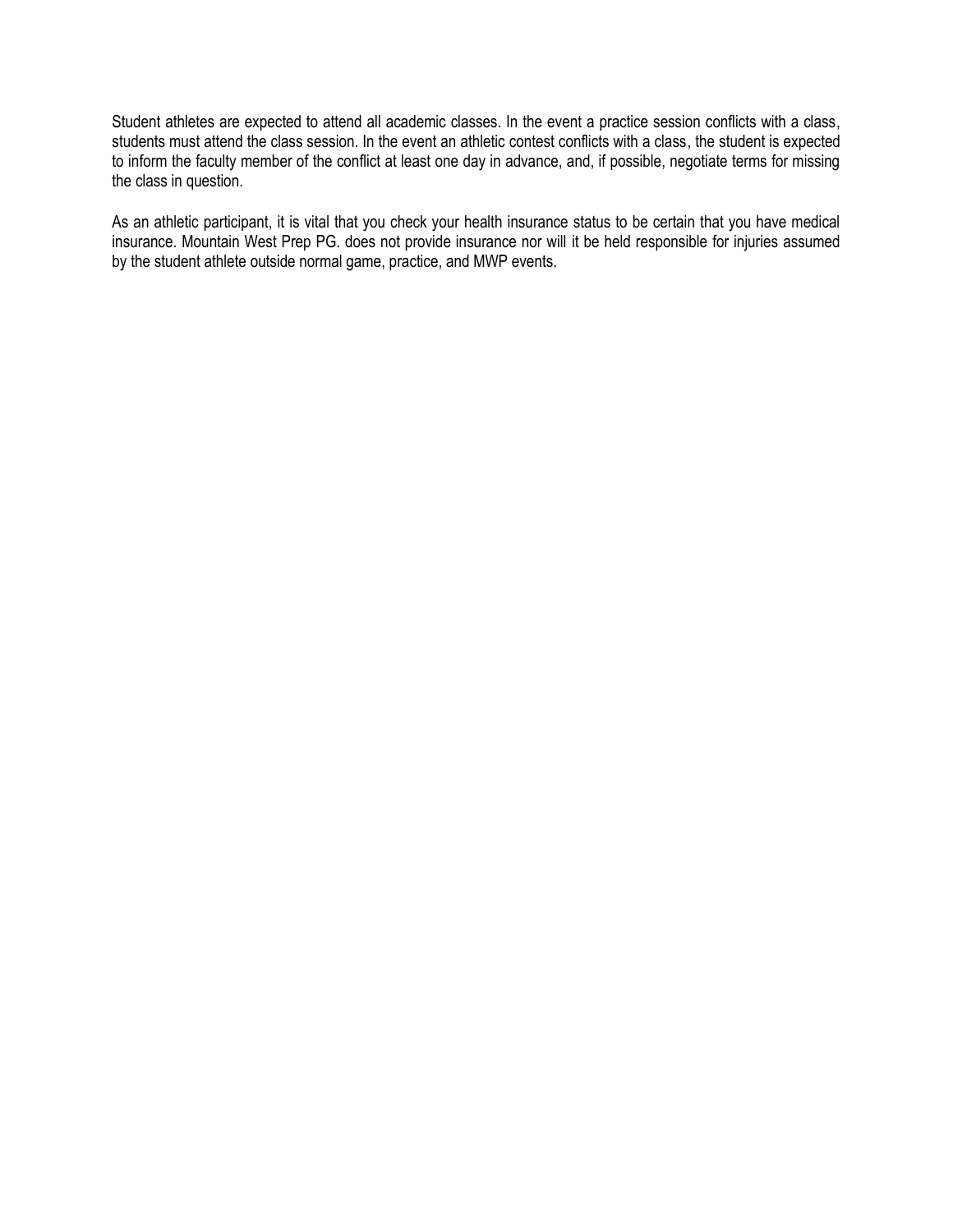Student athletes are expected to attend all academic classes. In the event a practice session conflicts with a class, students must attend the class session. In the event an athletic contest conflicts with a class, the student is expected to inform the faculty member of the conflict at least one day in advance, and, if possible, negotiate terms for missing the class in question.

As an athletic participant, it is vital that you check your health insurance status to be certain that you have medical insurance. Mountain West Prep PG. does not provide insurance nor will it be held responsible for injuries assumed by the student athlete outside normal game, practice, and MWP events.